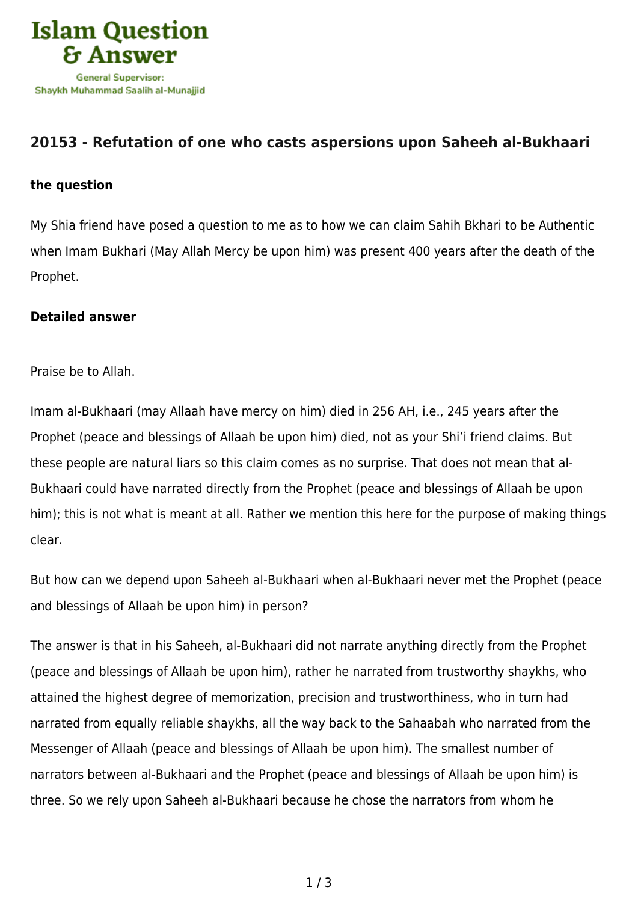# Islam Question & Answer

General Supervisor:
Shaykh Muhammad Saalih al-Munajjid

## 20153 - Refutation of one who casts aspersions upon Saheeh al-Bukhaari

### the question

My Shia friend have posed a question to me as to how we can claim Sahih Bkhari to be Authentic when Imam Bukhari (May Allah Mercy be upon him) was present 400 years after the death of the Prophet.

### Detailed answer

Praise be to Allah.

Imam al-Bukhaari (may Allaah have mercy on him) died in 256 AH, i.e., 245 years after the Prophet (peace and blessings of Allaah be upon him) died, not as your Shi'i friend claims. But these people are natural liars so this claim comes as no surprise. That does not mean that al-Bukhaari could have narrated directly from the Prophet (peace and blessings of Allaah be upon him); this is not what is meant at all. Rather we mention this here for the purpose of making things clear.

But how can we depend upon Saheeh al-Bukhaari when al-Bukhaari never met the Prophet (peace and blessings of Allaah be upon him) in person?

The answer is that in his Saheeh, al-Bukhaari did not narrate anything directly from the Prophet (peace and blessings of Allaah be upon him), rather he narrated from trustworthy shaykhs, who attained the highest degree of memorization, precision and trustworthiness, who in turn had narrated from equally reliable shaykhs, all the way back to the Sahaabah who narrated from the Messenger of Allaah (peace and blessings of Allaah be upon him). The smallest number of narrators between al-Bukhaari and the Prophet (peace and blessings of Allaah be upon him) is three. So we rely upon Saheeh al-Bukhaari because he chose the narrators from whom he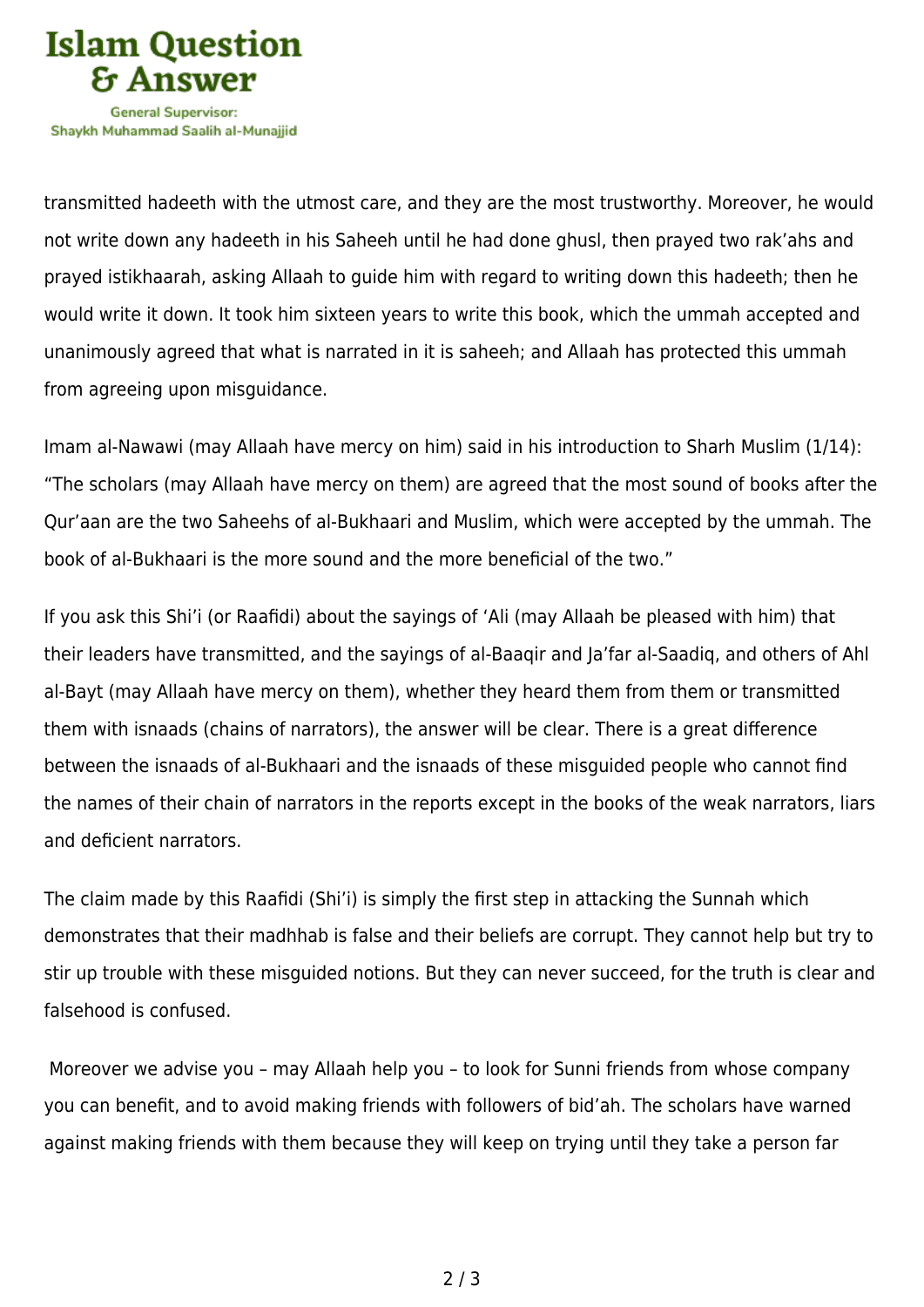transmitted hadeeth with the utmost care, and they are the most trustworthy. Moreover, he would not write down any hadeeth in his Saheeh until he had done ghusl, then prayed two rak'ahs and prayed istikhaarah, asking Allaah to guide him with regard to writing down this hadeeth; then he would write it down. It took him sixteen years to write this book, which the ummah accepted and unanimously agreed that what is narrated in it is saheeh; and Allaah has protected this ummah from agreeing upon misguidance.

Imam al-Nawawi (may Allaah have mercy on him) said in his introduction to Sharh Muslim (1/14): "The scholars (may Allaah have mercy on them) are agreed that the most sound of books after the Qur'aan are the two Saheehs of al-Bukhaari and Muslim, which were accepted by the ummah. The book of al-Bukhaari is the more sound and the more beneficial of the two."

If you ask this Shi'i (or Raafidi) about the sayings of 'Ali (may Allaah be pleased with him) that their leaders have transmitted, and the sayings of al-Baaqir and Ja'far al-Saadiq, and others of Ahl al-Bayt (may Allaah have mercy on them), whether they heard them from them or transmitted them with isnaads (chains of narrators), the answer will be clear. There is a great difference between the isnaads of al-Bukhaari and the isnaads of these misguided people who cannot find the names of their chain of narrators in the reports except in the books of the weak narrators, liars and deficient narrators.

The claim made by this Raafidi (Shi'i) is simply the first step in attacking the Sunnah which demonstrates that their madhhab is false and their beliefs are corrupt. They cannot help but try to stir up trouble with these misguided notions. But they can never succeed, for the truth is clear and falsehood is confused.

Moreover we advise you – may Allaah help you – to look for Sunni friends from whose company you can benefit, and to avoid making friends with followers of bid'ah. The scholars have warned against making friends with them because they will keep on trying until they take a person far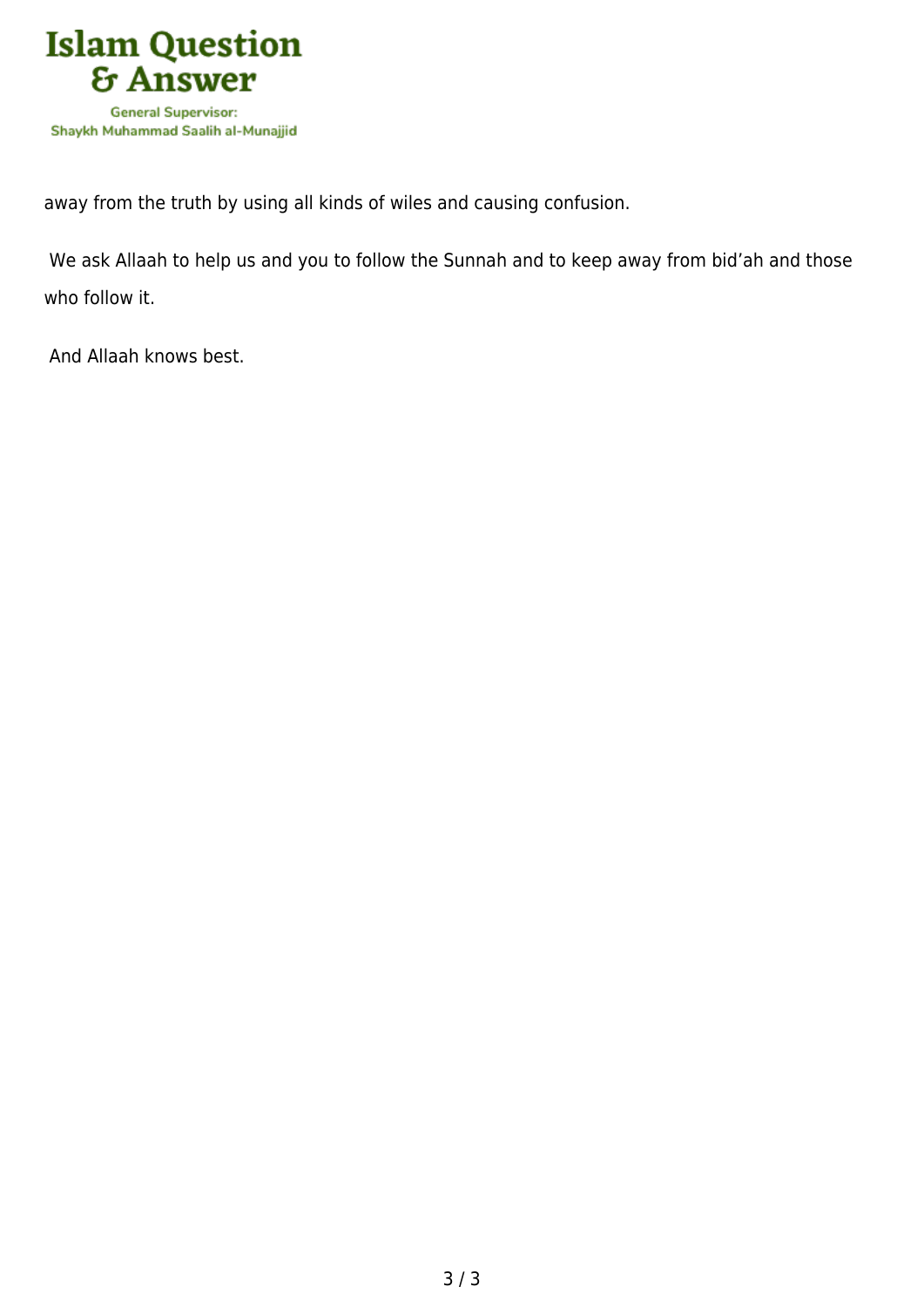away from the truth by using all kinds of wiles and causing confusion.

We ask Allaah to help us and you to follow the Sunnah and to keep away from bid'ah and those who follow it.

And Allaah knows best.